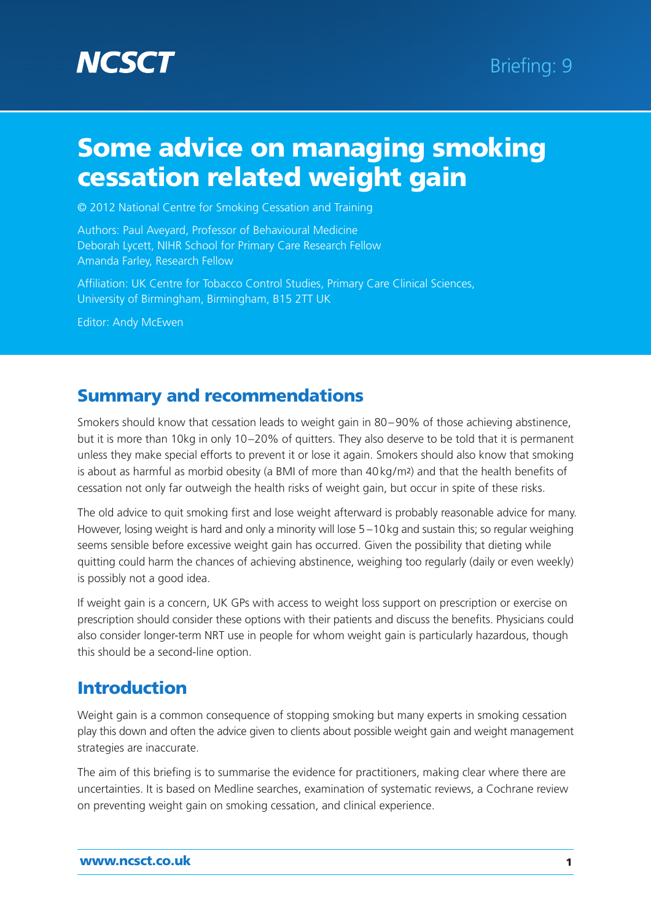NCSCT

Briefing: 9

# Some advice on managing smoking cessation related weight gain

© 2012 National Centre for Smoking Cessation and Training

Authors: Paul Aveyard, Professor of Behavioural Medicine
Deborah Lycett, NIHR School for Primary Care Research Fellow
Amanda Farley, Research Fellow

Affiliation: UK Centre for Tobacco Control Studies, Primary Care Clinical Sciences, University of Birmingham, Birmingham, B15 2TT UK

Editor: Andy McEwen

## Summary and recommendations

Smokers should know that cessation leads to weight gain in 80–90% of those achieving abstinence, but it is more than 10kg in only 10–20% of quitters. They also deserve to be told that it is permanent unless they make special efforts to prevent it or lose it again. Smokers should also know that smoking is about as harmful as morbid obesity (a BMI of more than 40 kg/m²) and that the health benefits of cessation not only far outweigh the health risks of weight gain, but occur in spite of these risks.

The old advice to quit smoking first and lose weight afterward is probably reasonable advice for many. However, losing weight is hard and only a minority will lose 5–10 kg and sustain this; so regular weighing seems sensible before excessive weight gain has occurred. Given the possibility that dieting while quitting could harm the chances of achieving abstinence, weighing too regularly (daily or even weekly) is possibly not a good idea.

If weight gain is a concern, UK GPs with access to weight loss support on prescription or exercise on prescription should consider these options with their patients and discuss the benefits. Physicians could also consider longer-term NRT use in people for whom weight gain is particularly hazardous, though this should be a second-line option.

## Introduction

Weight gain is a common consequence of stopping smoking but many experts in smoking cessation play this down and often the advice given to clients about possible weight gain and weight management strategies are inaccurate.

The aim of this briefing is to summarise the evidence for practitioners, making clear where there are uncertainties. It is based on Medline searches, examination of systematic reviews, a Cochrane review on preventing weight gain on smoking cessation, and clinical experience.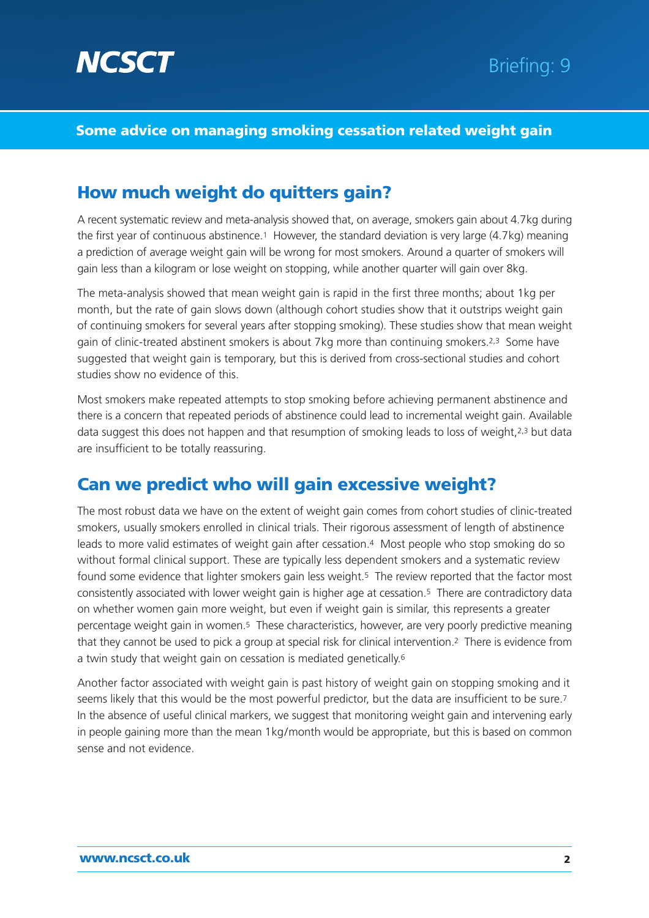**Some advice on managing smoking cessation related weight gain**

## How much weight do quitters gain?

A recent systematic review and meta-analysis showed that, on average, smokers gain about 4.7kg during the first year of continuous abstinence.[1] However, the standard deviation is very large (4.7kg) meaning a prediction of average weight gain will be wrong for most smokers. Around a quarter of smokers will gain less than a kilogram or lose weight on stopping, while another quarter will gain over 8kg.

The meta-analysis showed that mean weight gain is rapid in the first three months; about 1kg per month, but the rate of gain slows down (although cohort studies show that it outstrips weight gain of continuing smokers for several years after stopping smoking). These studies show that mean weight gain of clinic-treated abstinent smokers is about 7kg more than continuing smokers.[2,3] Some have suggested that weight gain is temporary, but this is derived from cross-sectional studies and cohort studies show no evidence of this.

Most smokers make repeated attempts to stop smoking before achieving permanent abstinence and there is a concern that repeated periods of abstinence could lead to incremental weight gain. Available data suggest this does not happen and that resumption of smoking leads to loss of weight,[2,3] but data are insufficient to be totally reassuring.

## Can we predict who will gain excessive weight?

The most robust data we have on the extent of weight gain comes from cohort studies of clinic-treated smokers, usually smokers enrolled in clinical trials. Their rigorous assessment of length of abstinence leads to more valid estimates of weight gain after cessation.[4] Most people who stop smoking do so without formal clinical support. These are typically less dependent smokers and a systematic review found some evidence that lighter smokers gain less weight.[5] The review reported that the factor most consistently associated with lower weight gain is higher age at cessation.[5] There are contradictory data on whether women gain more weight, but even if weight gain is similar, this represents a greater percentage weight gain in women.[5] These characteristics, however, are very poorly predictive meaning that they cannot be used to pick a group at special risk for clinical intervention.[2] There is evidence from a twin study that weight gain on cessation is mediated genetically.[6]

Another factor associated with weight gain is past history of weight gain on stopping smoking and it seems likely that this would be the most powerful predictor, but the data are insufficient to be sure.[7] In the absence of useful clinical markers, we suggest that monitoring weight gain and intervening early in people gaining more than the mean 1kg/month would be appropriate, but this is based on common sense and not evidence.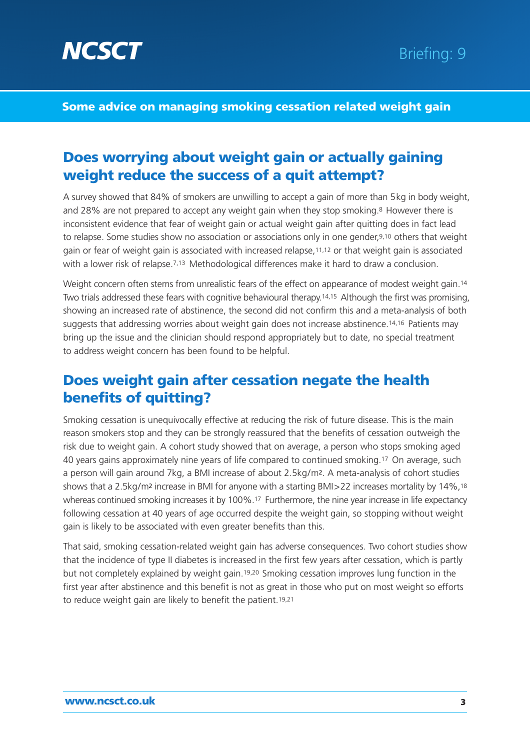## Does worrying about weight gain or actually gaining weight reduce the success of a quit attempt?

A survey showed that 84% of smokers are unwilling to accept a gain of more than 5kg in body weight, and 28% are not prepared to accept any weight gain when they stop smoking.[8] However there is inconsistent evidence that fear of weight gain or actual weight gain after quitting does in fact lead to relapse. Some studies show no association or associations only in one gender,[9,10] others that weight gain or fear of weight gain is associated with increased relapse,[11,12] or that weight gain is associated with a lower risk of relapse.[7,13] Methodological differences make it hard to draw a conclusion.

Weight concern often stems from unrealistic fears of the effect on appearance of modest weight gain.[14] Two trials addressed these fears with cognitive behavioural therapy.[14,15] Although the first was promising, showing an increased rate of abstinence, the second did not confirm this and a meta-analysis of both suggests that addressing worries about weight gain does not increase abstinence.[14,16] Patients may bring up the issue and the clinician should respond appropriately but to date, no special treatment to address weight concern has been found to be helpful.

## Does weight gain after cessation negate the health benefits of quitting?

Smoking cessation is unequivocally effective at reducing the risk of future disease. This is the main reason smokers stop and they can be strongly reassured that the benefits of cessation outweigh the risk due to weight gain. A cohort study showed that on average, a person who stops smoking aged 40 years gains approximately nine years of life compared to continued smoking.[17] On average, such a person will gain around 7kg, a BMI increase of about 2.5kg/m². A meta-analysis of cohort studies shows that a 2.5kg/m² increase in BMI for anyone with a starting BMI>22 increases mortality by 14%,[18] whereas continued smoking increases it by 100%.[17] Furthermore, the nine year increase in life expectancy following cessation at 40 years of age occurred despite the weight gain, so stopping without weight gain is likely to be associated with even greater benefits than this.

That said, smoking cessation-related weight gain has adverse consequences. Two cohort studies show that the incidence of type II diabetes is increased in the first few years after cessation, which is partly but not completely explained by weight gain.[19,20] Smoking cessation improves lung function in the first year after abstinence and this benefit is not as great in those who put on most weight so efforts to reduce weight gain are likely to benefit the patient.[19,21]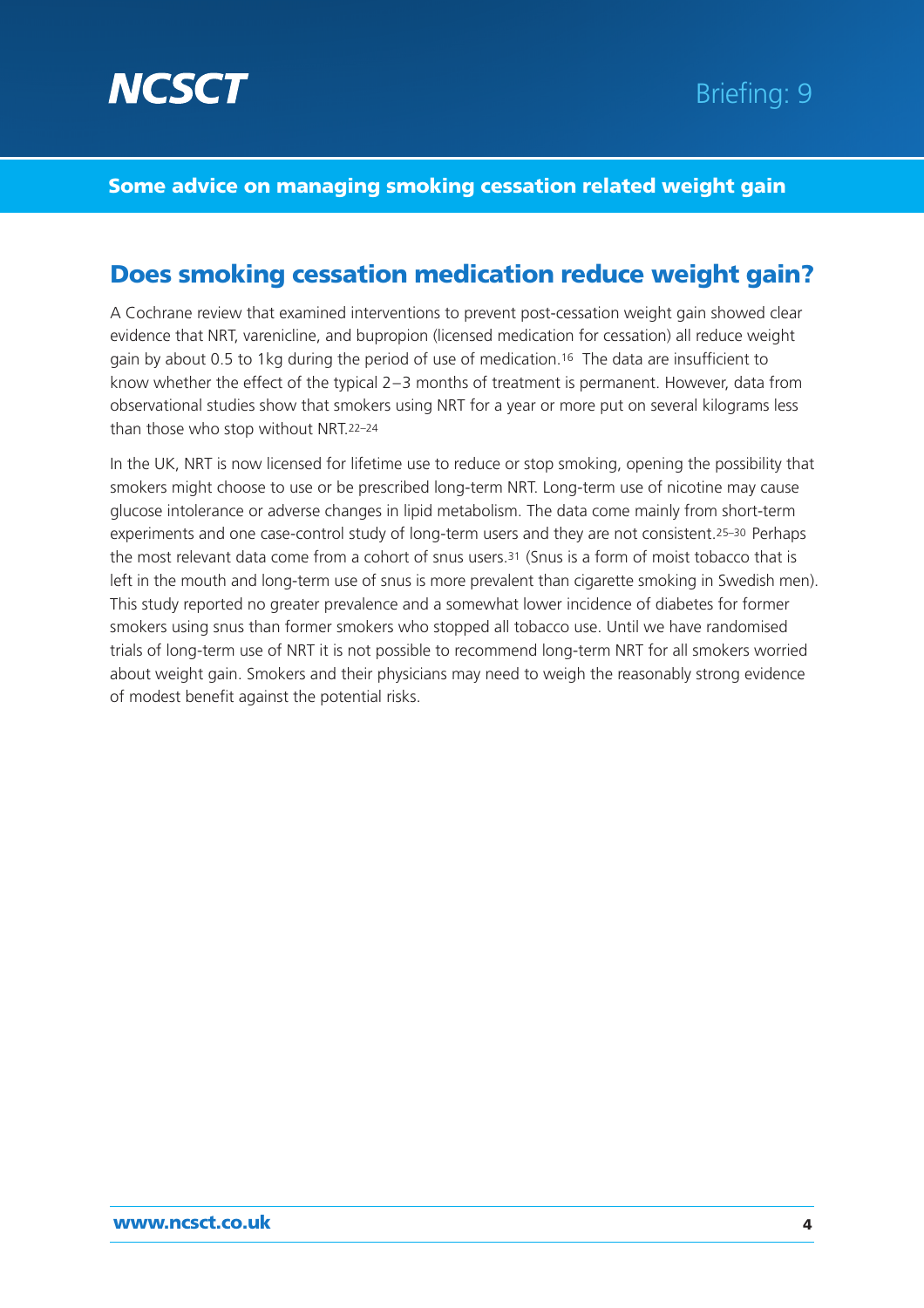## Does smoking cessation medication reduce weight gain?

A Cochrane review that examined interventions to prevent post-cessation weight gain showed clear evidence that NRT, varenicline, and bupropion (licensed medication for cessation) all reduce weight gain by about 0.5 to 1kg during the period of use of medication.[16] The data are insufficient to know whether the effect of the typical 2–3 months of treatment is permanent. However, data from observational studies show that smokers using NRT for a year or more put on several kilograms less than those who stop without NRT.[22–24]

In the UK, NRT is now licensed for lifetime use to reduce or stop smoking, opening the possibility that smokers might choose to use or be prescribed long-term NRT. Long-term use of nicotine may cause glucose intolerance or adverse changes in lipid metabolism. The data come mainly from short-term experiments and one case-control study of long-term users and they are not consistent.[25–30] Perhaps the most relevant data come from a cohort of snus users.[31] (Snus is a form of moist tobacco that is left in the mouth and long-term use of snus is more prevalent than cigarette smoking in Swedish men). This study reported no greater prevalence and a somewhat lower incidence of diabetes for former smokers using snus than former smokers who stopped all tobacco use. Until we have randomised trials of long-term use of NRT it is not possible to recommend long-term NRT for all smokers worried about weight gain. Smokers and their physicians may need to weigh the reasonably strong evidence of modest benefit against the potential risks.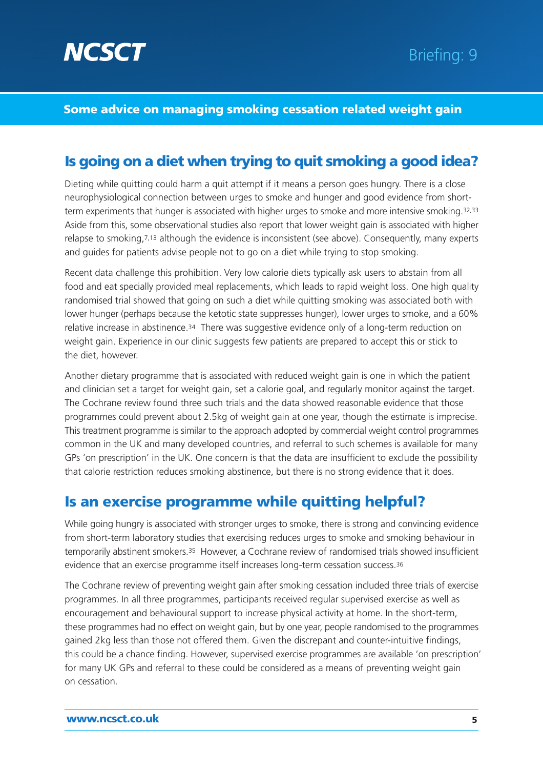## Some advice on managing smoking cessation related weight gain

## Is going on a diet when trying to quit smoking a good idea?

Dieting while quitting could harm a quit attempt if it means a person goes hungry. There is a close neurophysiological connection between urges to smoke and hunger and good evidence from short-term experiments that hunger is associated with higher urges to smoke and more intensive smoking.[32,33] Aside from this, some observational studies also report that lower weight gain is associated with higher relapse to smoking,[7,13] although the evidence is inconsistent (see above). Consequently, many experts and guides for patients advise people not to go on a diet while trying to stop smoking.

Recent data challenge this prohibition. Very low calorie diets typically ask users to abstain from all food and eat specially provided meal replacements, which leads to rapid weight loss. One high quality randomised trial showed that going on such a diet while quitting smoking was associated both with lower hunger (perhaps because the ketotic state suppresses hunger), lower urges to smoke, and a 60% relative increase in abstinence.[34] There was suggestive evidence only of a long-term reduction on weight gain. Experience in our clinic suggests few patients are prepared to accept this or stick to the diet, however.

Another dietary programme that is associated with reduced weight gain is one in which the patient and clinician set a target for weight gain, set a calorie goal, and regularly monitor against the target. The Cochrane review found three such trials and the data showed reasonable evidence that those programmes could prevent about 2.5kg of weight gain at one year, though the estimate is imprecise. This treatment programme is similar to the approach adopted by commercial weight control programmes common in the UK and many developed countries, and referral to such schemes is available for many GPs 'on prescription' in the UK. One concern is that the data are insufficient to exclude the possibility that calorie restriction reduces smoking abstinence, but there is no strong evidence that it does.

## Is an exercise programme while quitting helpful?

While going hungry is associated with stronger urges to smoke, there is strong and convincing evidence from short-term laboratory studies that exercising reduces urges to smoke and smoking behaviour in temporarily abstinent smokers.[35] However, a Cochrane review of randomised trials showed insufficient evidence that an exercise programme itself increases long-term cessation success.[36]

The Cochrane review of preventing weight gain after smoking cessation included three trials of exercise programmes. In all three programmes, participants received regular supervised exercise as well as encouragement and behavioural support to increase physical activity at home. In the short-term, these programmes had no effect on weight gain, but by one year, people randomised to the programmes gained 2kg less than those not offered them. Given the discrepant and counter-intuitive findings, this could be a chance finding. However, supervised exercise programmes are available 'on prescription' for many UK GPs and referral to these could be considered as a means of preventing weight gain on cessation.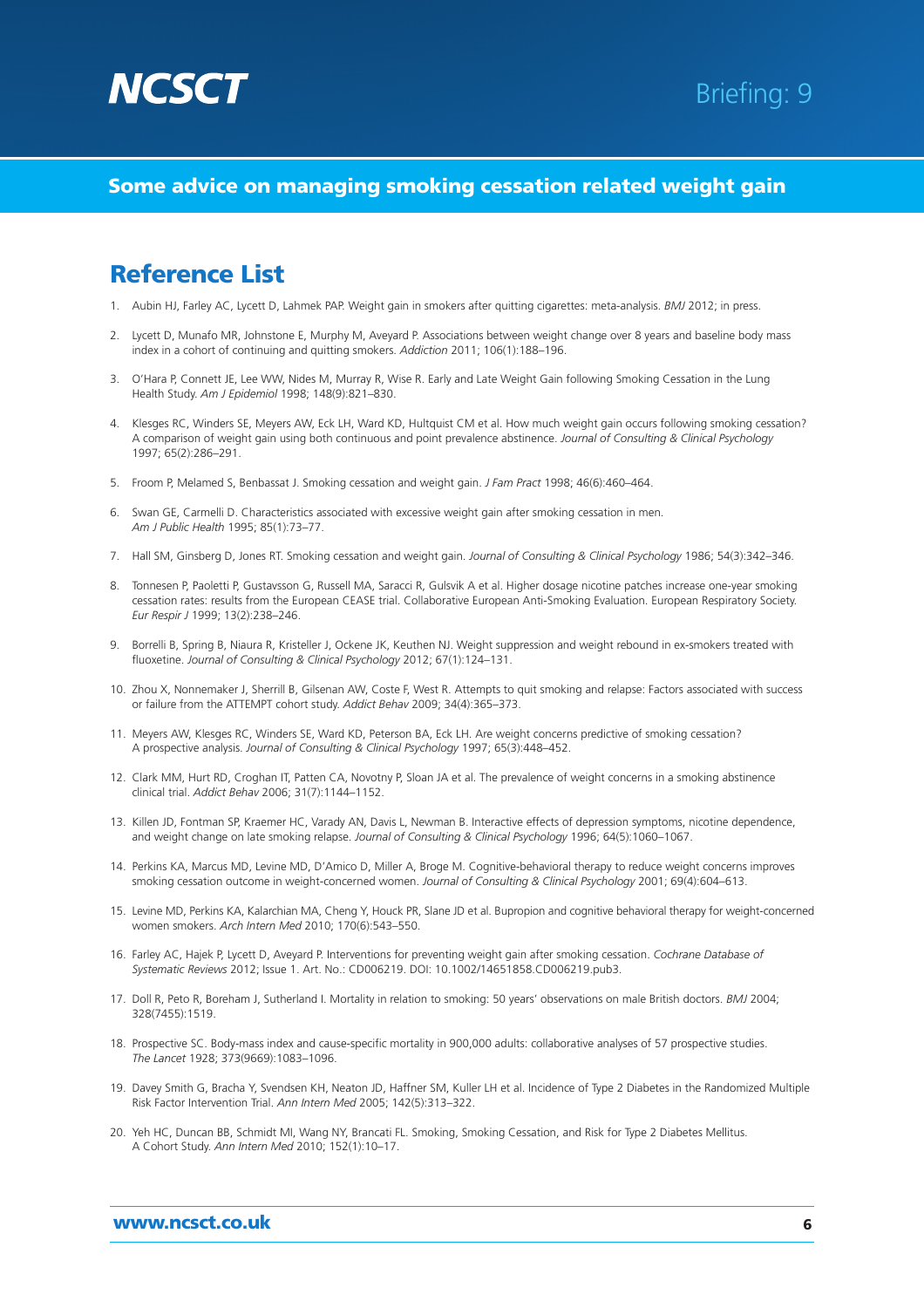## Reference List

1. Aubin HJ, Farley AC, Lycett D, Lahmek PAP. Weight gain in smokers after quitting cigarettes: meta-analysis. *BMJ* 2012; in press.

2. Lycett D, Munafo MR, Johnstone E, Murphy M, Aveyard P. Associations between weight change over 8 years and baseline body mass index in a cohort of continuing and quitting smokers. *Addiction* 2011; 106(1):188–196.

3. O'Hara P, Connett JE, Lee WW, Nides M, Murray R, Wise R. Early and Late Weight Gain following Smoking Cessation in the Lung Health Study. *Am J Epidemiol* 1998; 148(9):821–830.

4. Klesges RC, Winders SE, Meyers AW, Eck LH, Ward KD, Hultquist CM et al. How much weight gain occurs following smoking cessation? A comparison of weight gain using both continuous and point prevalence abstinence. *Journal of Consulting & Clinical Psychology* 1997; 65(2):286–291.

5. Froom P, Melamed S, Benbassat J. Smoking cessation and weight gain. *J Fam Pract* 1998; 46(6):460–464.

6. Swan GE, Carmelli D. Characteristics associated with excessive weight gain after smoking cessation in men. *Am J Public Health* 1995; 85(1):73–77.

7. Hall SM, Ginsberg D, Jones RT. Smoking cessation and weight gain. *Journal of Consulting & Clinical Psychology* 1986; 54(3):342–346.

8. Tonnesen P, Paoletti P, Gustavsson G, Russell MA, Saracci R, Gulsvik A et al. Higher dosage nicotine patches increase one-year smoking cessation rates: results from the European CEASE trial. Collaborative European Anti-Smoking Evaluation. European Respiratory Society. *Eur Respir J* 1999; 13(2):238–246.

9. Borrelli B, Spring B, Niaura R, Kristeller J, Ockene JK, Keuthen NJ. Weight suppression and weight rebound in ex-smokers treated with fluoxetine. *Journal of Consulting & Clinical Psychology* 2012; 67(1):124–131.

10. Zhou X, Nonnemaker J, Sherrill B, Gilsenan AW, Coste F, West R. Attempts to quit smoking and relapse: Factors associated with success or failure from the ATTEMPT cohort study. *Addict Behav* 2009; 34(4):365–373.

11. Meyers AW, Klesges RC, Winders SE, Ward KD, Peterson BA, Eck LH. Are weight concerns predictive of smoking cessation? A prospective analysis. *Journal of Consulting & Clinical Psychology* 1997; 65(3):448–452.

12. Clark MM, Hurt RD, Croghan IT, Patten CA, Novotny P, Sloan JA et al. The prevalence of weight concerns in a smoking abstinence clinical trial. *Addict Behav* 2006; 31(7):1144–1152.

13. Killen JD, Fontman SP, Kraemer HC, Varady AN, Davis L, Newman B. Interactive effects of depression symptoms, nicotine dependence, and weight change on late smoking relapse. *Journal of Consulting & Clinical Psychology* 1996; 64(5):1060–1067.

14. Perkins KA, Marcus MD, Levine MD, D'Amico D, Miller A, Broge M. Cognitive-behavioral therapy to reduce weight concerns improves smoking cessation outcome in weight-concerned women. *Journal of Consulting & Clinical Psychology* 2001; 69(4):604–613.

15. Levine MD, Perkins KA, Kalarchian MA, Cheng Y, Houck PR, Slane JD et al. Bupropion and cognitive behavioral therapy for weight-concerned women smokers. *Arch Intern Med* 2010; 170(6):543–550.

16. Farley AC, Hajek P, Lycett D, Aveyard P. Interventions for preventing weight gain after smoking cessation. *Cochrane Database of Systematic Reviews* 2012; Issue 1. Art. No.: CD006219. DOI: 10.1002/14651858.CD006219.pub3.

17. Doll R, Peto R, Boreham J, Sutherland I. Mortality in relation to smoking: 50 years' observations on male British doctors. *BMJ* 2004; 328(7455):1519.

18. Prospective SC. Body-mass index and cause-specific mortality in 900,000 adults: collaborative analyses of 57 prospective studies. *The Lancet* 1928; 373(9669):1083–1096.

19. Davey Smith G, Bracha Y, Svendsen KH, Neaton JD, Haffner SM, Kuller LH et al. Incidence of Type 2 Diabetes in the Randomized Multiple Risk Factor Intervention Trial. *Ann Intern Med* 2005; 142(5):313–322.

20. Yeh HC, Duncan BB, Schmidt MI, Wang NY, Brancati FL. Smoking, Smoking Cessation, and Risk for Type 2 Diabetes Mellitus. A Cohort Study. *Ann Intern Med* 2010; 152(1):10–17.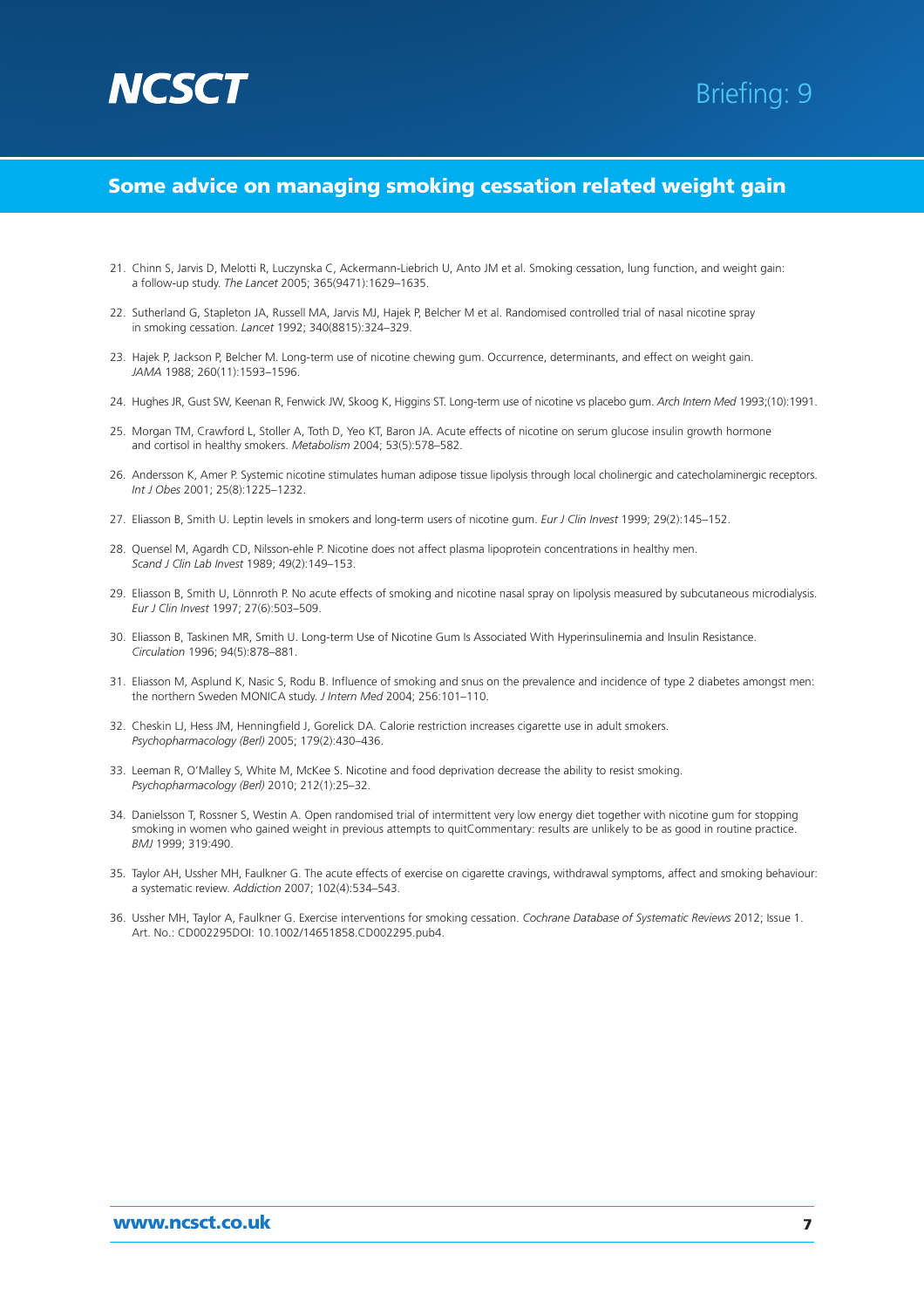21. Chinn S, Jarvis D, Melotti R, Luczynska C, Ackermann-Liebrich U, Anto JM et al. Smoking cessation, lung function, and weight gain: a follow-up study. *The Lancet* 2005; 365(9471):1629–1635.

22. Sutherland G, Stapleton JA, Russell MA, Jarvis MJ, Hajek P, Belcher M et al. Randomised controlled trial of nasal nicotine spray in smoking cessation. *Lancet* 1992; 340(8815):324–329.

23. Hajek P, Jackson P, Belcher M. Long-term use of nicotine chewing gum. Occurrence, determinants, and effect on weight gain. *JAMA* 1988; 260(11):1593–1596.

24. Hughes JR, Gust SW, Keenan R, Fenwick JW, Skoog K, Higgins ST. Long-term use of nicotine vs placebo gum. *Arch Intern Med* 1993;(10):1991.

25. Morgan TM, Crawford L, Stoller A, Toth D, Yeo KT, Baron JA. Acute effects of nicotine on serum glucose insulin growth hormone and cortisol in healthy smokers. *Metabolism* 2004; 53(5):578–582.

26. Andersson K, Arner P. Systemic nicotine stimulates human adipose tissue lipolysis through local cholinergic and catecholaminergic receptors. *Int J Obes* 2001; 25(8):1225–1232.

27. Eliasson B, Smith U. Leptin levels in smokers and long-term users of nicotine gum. *Eur J Clin Invest* 1999; 29(2):145–152.

28. Quensel M, Agardh CD, Nilsson-ehle P. Nicotine does not affect plasma lipoprotein concentrations in healthy men. *Scand J Clin Lab Invest* 1989; 49(2):149–153.

29. Eliasson B, Smith U, Lönnroth P. No acute effects of smoking and nicotine nasal spray on lipolysis measured by subcutaneous microdialysis. *Eur J Clin Invest* 1997; 27(6):503–509.

30. Eliasson B, Taskinen MR, Smith U. Long-term Use of Nicotine Gum Is Associated With Hyperinsulinemia and Insulin Resistance. *Circulation* 1996; 94(5):878–881.

31. Eliasson M, Asplund K, Nasic S, Rodu B. Influence of smoking and snus on the prevalence and incidence of type 2 diabetes amongst men: the northern Sweden MONICA study. *J Intern Med* 2004; 256:101–110.

32. Cheskin LJ, Hess JM, Henningfield J, Gorelick DA. Calorie restriction increases cigarette use in adult smokers. *Psychopharmacology (Berl)* 2005; 179(2):430–436.

33. Leeman R, O'Malley S, White M, McKee S. Nicotine and food deprivation decrease the ability to resist smoking. *Psychopharmacology (Berl)* 2010; 212(1):25–32.

34. Danielsson T, Rossner S, Westin A. Open randomised trial of intermittent very low energy diet together with nicotine gum for stopping smoking in women who gained weight in previous attempts to quitCommentary: results are unlikely to be as good in routine practice. *BMJ* 1999; 319:490.

35. Taylor AH, Ussher MH, Faulkner G. The acute effects of exercise on cigarette cravings, withdrawal symptoms, affect and smoking behaviour: a systematic review. *Addiction* 2007; 102(4):534–543.

36. Ussher MH, Taylor A, Faulkner G. Exercise interventions for smoking cessation. *Cochrane Database of Systematic Reviews* 2012; Issue 1. Art. No.: CD002295DOI: 10.1002/14651858.CD002295.pub4.